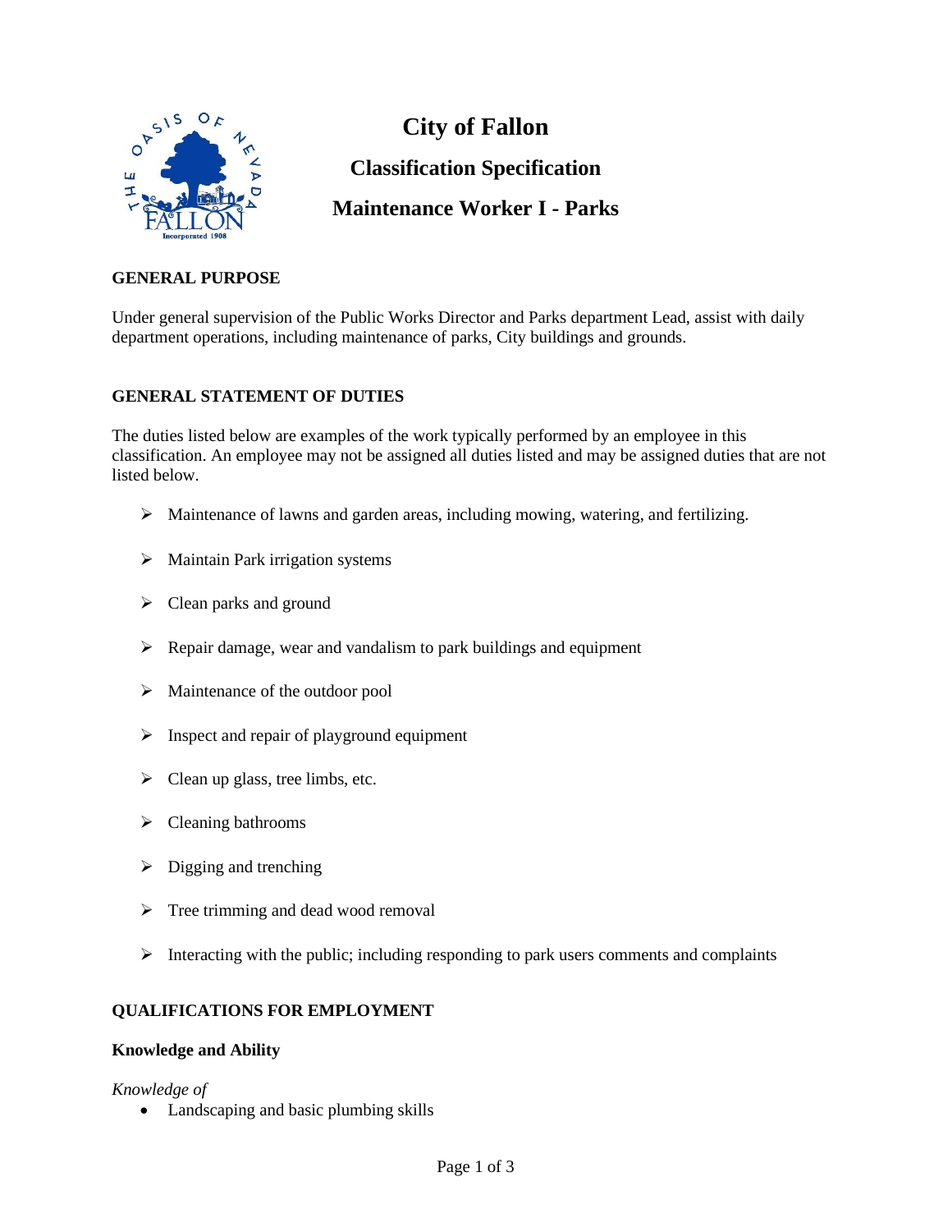# City of Fallon

## Classification Specification

## Maintenance Worker I - Parks

### GENERAL PURPOSE

Under general supervision of the Public Works Director and Parks department Lead, assist with daily department operations, including maintenance of parks, City buildings and grounds.

### GENERAL STATEMENT OF DUTIES

The duties listed below are examples of the work typically performed by an employee in this classification. An employee may not be assigned all duties listed and may be assigned duties that are not listed below.

- Maintenance of lawns and garden areas, including mowing, watering, and fertilizing.
- Maintain Park irrigation systems
- Clean parks and ground
- Repair damage, wear and vandalism to park buildings and equipment
- Maintenance of the outdoor pool
- Inspect and repair of playground equipment
- Clean up glass, tree limbs, etc.
- Cleaning bathrooms
- Digging and trenching
- Tree trimming and dead wood removal
- Interacting with the public; including responding to park users comments and complaints

### QUALIFICATIONS FOR EMPLOYMENT

#### Knowledge and Ability

*Knowledge of*

- Landscaping and basic plumbing skills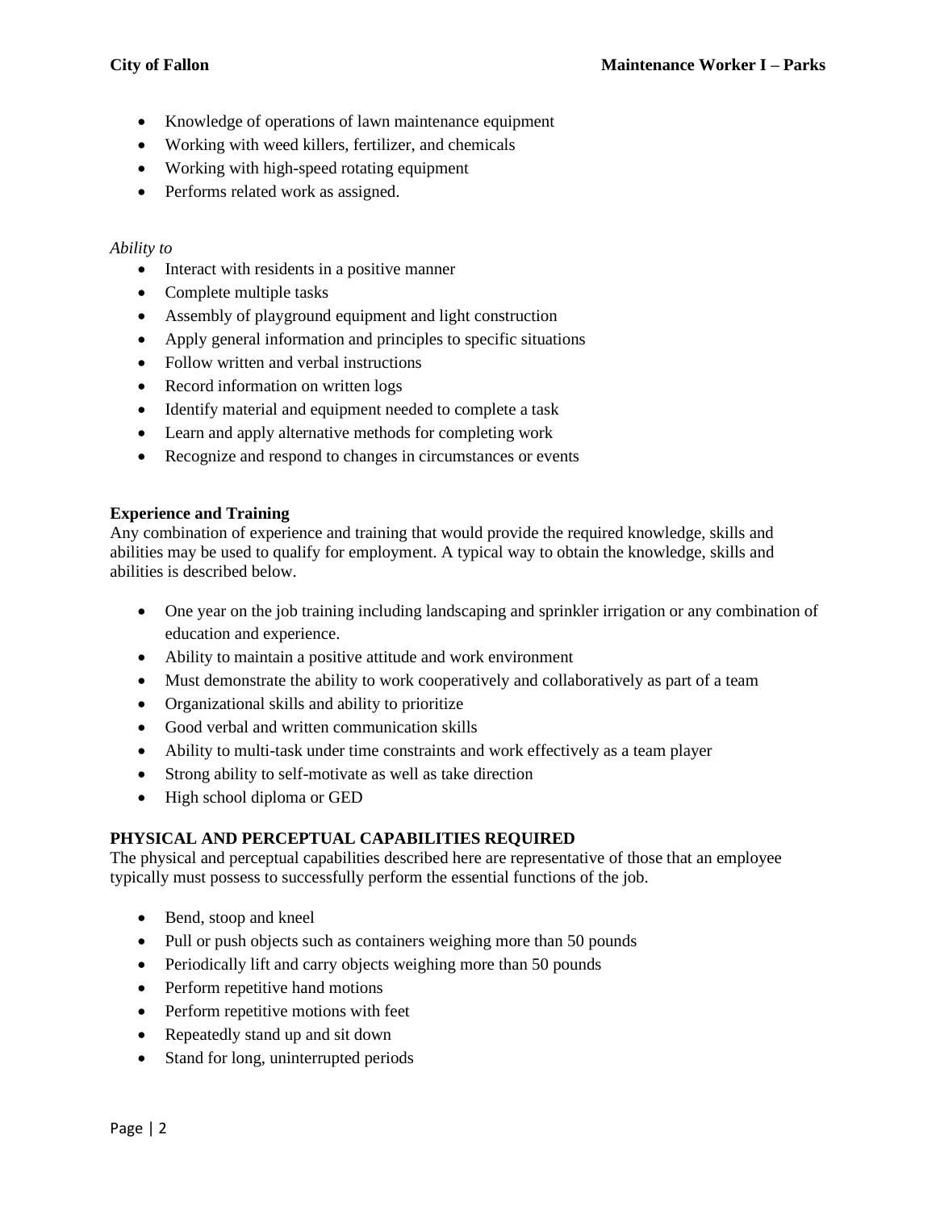- Knowledge of operations of lawn maintenance equipment
- Working with weed killers, fertilizer, and chemicals
- Working with high-speed rotating equipment
- Performs related work as assigned.

*Ability to*

- Interact with residents in a positive manner
- Complete multiple tasks
- Assembly of playground equipment and light construction
- Apply general information and principles to specific situations
- Follow written and verbal instructions
- Record information on written logs
- Identify material and equipment needed to complete a task
- Learn and apply alternative methods for completing work
- Recognize and respond to changes in circumstances or events

**Experience and Training**

Any combination of experience and training that would provide the required knowledge, skills and abilities may be used to qualify for employment. A typical way to obtain the knowledge, skills and abilities is described below.

- One year on the job training including landscaping and sprinkler irrigation or any combination of education and experience.
- Ability to maintain a positive attitude and work environment
- Must demonstrate the ability to work cooperatively and collaboratively as part of a team
- Organizational skills and ability to prioritize
- Good verbal and written communication skills
- Ability to multi-task under time constraints and work effectively as a team player
- Strong ability to self-motivate as well as take direction
- High school diploma or GED

**PHYSICAL AND PERCEPTUAL CAPABILITIES REQUIRED**

The physical and perceptual capabilities described here are representative of those that an employee typically must possess to successfully perform the essential functions of the job.

- Bend, stoop and kneel
- Pull or push objects such as containers weighing more than 50 pounds
- Periodically lift and carry objects weighing more than 50 pounds
- Perform repetitive hand motions
- Perform repetitive motions with feet
- Repeatedly stand up and sit down
- Stand for long, uninterrupted periods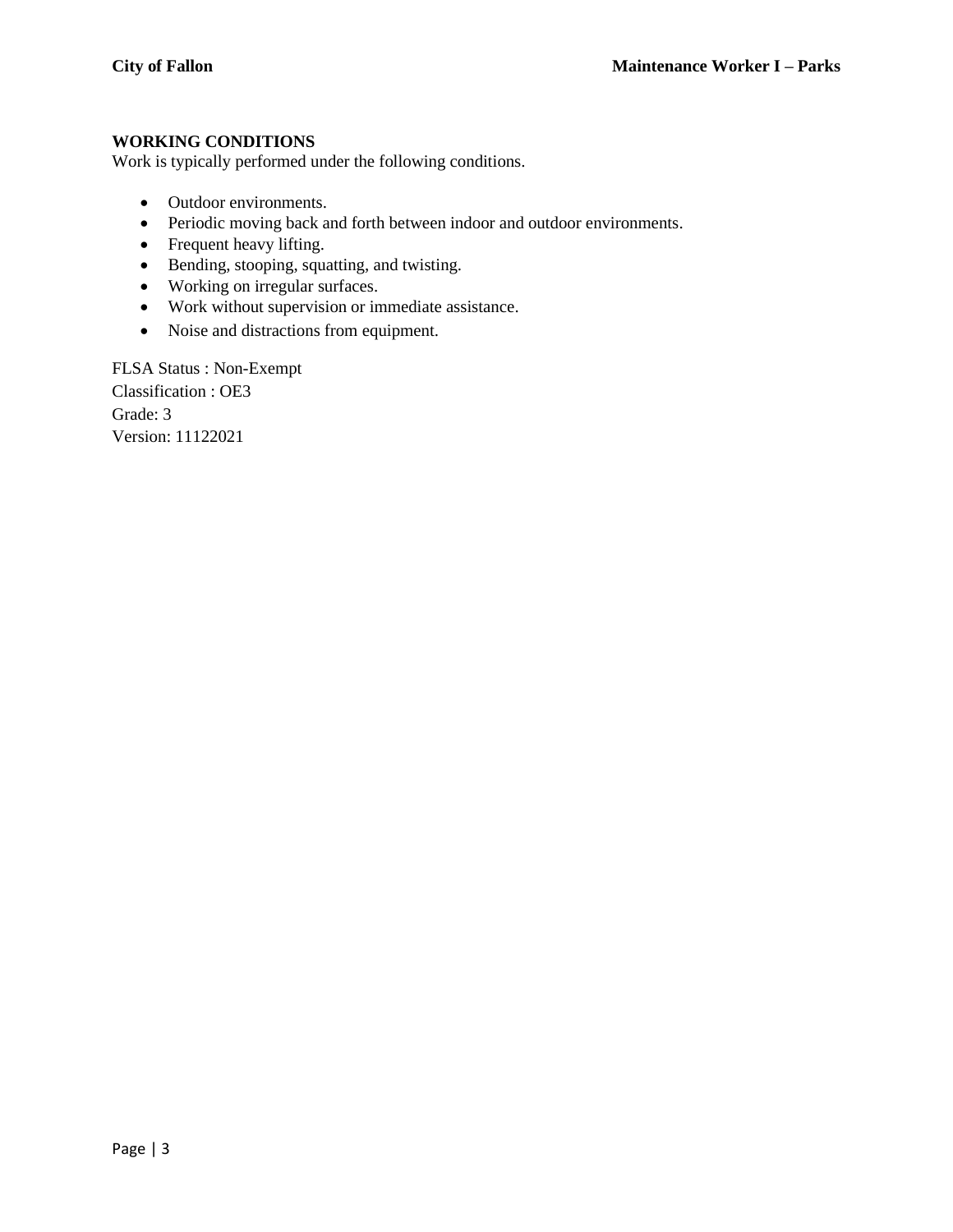**WORKING CONDITIONS**

Work is typically performed under the following conditions.

- Outdoor environments.
- Periodic moving back and forth between indoor and outdoor environments.
- Frequent heavy lifting.
- Bending, stooping, squatting, and twisting.
- Working on irregular surfaces.
- Work without supervision or immediate assistance.
- Noise and distractions from equipment.

FLSA Status : Non-Exempt
Classification : OE3
Grade: 3
Version: 11122021